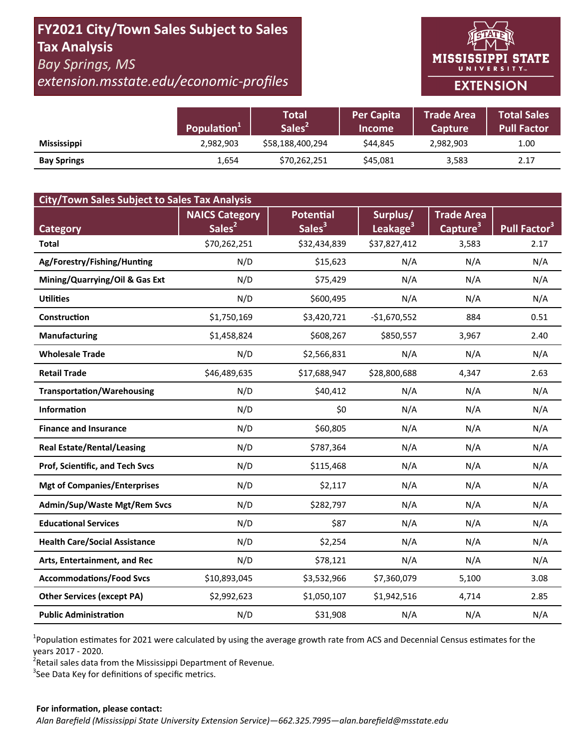# FY2021 City/Town Sales Subject to Sales Tax Analysis

*Bay Springs, MS*

*extension.msstate.edu/economic-profiles*

MISSISSIPPI STATE UNIVERSITY EXTENSION

| | Population[1] | Total Sales[2] | Per Capita Income | Trade Area Capture | Total Sales Pull Factor |
|---|---|---|---|---|---|
| **Mississippi** | 2,982,903 | $58,188,400,294 | $44,845 | 2,982,903 | 1.00 |
| **Bay Springs** | 1,654 | $70,262,251 | $45,081 | 3,583 | 2.17 |

**City/Town Sales Subject to Sales Tax Analysis**

| Category | NAICS Category Sales[2] | Potential Sales[3] | Surplus/ Leakage[3] | Trade Area Capture[3] | Pull Factor[3] |
|---|---|---|---|---|---|
| **Total** | $70,262,251 | $32,434,839 | $37,827,412 | 3,583 | 2.17 |
| **Ag/Forestry/Fishing/Hunting** | N/D | $15,623 | N/A | N/A | N/A |
| **Mining/Quarrying/Oil & Gas Ext** | N/D | $75,429 | N/A | N/A | N/A |
| **Utilities** | N/D | $600,495 | N/A | N/A | N/A |
| **Construction** | $1,750,169 | $3,420,721 | -$1,670,552 | 884 | 0.51 |
| **Manufacturing** | $1,458,824 | $608,267 | $850,557 | 3,967 | 2.40 |
| **Wholesale Trade** | N/D | $2,566,831 | N/A | N/A | N/A |
| **Retail Trade** | $46,489,635 | $17,688,947 | $28,800,688 | 4,347 | 2.63 |
| **Transportation/Warehousing** | N/D | $40,412 | N/A | N/A | N/A |
| **Information** | N/D | $0 | N/A | N/A | N/A |
| **Finance and Insurance** | N/D | $60,805 | N/A | N/A | N/A |
| **Real Estate/Rental/Leasing** | N/D | $787,364 | N/A | N/A | N/A |
| **Prof, Scientific, and Tech Svcs** | N/D | $115,468 | N/A | N/A | N/A |
| **Mgt of Companies/Enterprises** | N/D | $2,117 | N/A | N/A | N/A |
| **Admin/Sup/Waste Mgt/Rem Svcs** | N/D | $282,797 | N/A | N/A | N/A |
| **Educational Services** | N/D | $87 | N/A | N/A | N/A |
| **Health Care/Social Assistance** | N/D | $2,254 | N/A | N/A | N/A |
| **Arts, Entertainment, and Rec** | N/D | $78,121 | N/A | N/A | N/A |
| **Accommodations/Food Svcs** | $10,893,045 | $3,532,966 | $7,360,079 | 5,100 | 3.08 |
| **Other Services (except PA)** | $2,992,623 | $1,050,107 | $1,942,516 | 4,714 | 2.85 |
| **Public Administration** | N/D | $31,908 | N/A | N/A | N/A |

[1]Population estimates for 2021 were calculated by using the average growth rate from ACS and Decennial Census estimates for the years 2017 - 2020.

[2]Retail sales data from the Mississippi Department of Revenue.

[3]See Data Key for definitions of specific metrics.

**For information, please contact:**

*Alan Barefield (Mississippi State University Extension Service)—662.325.7995—alan.barefield@msstate.edu*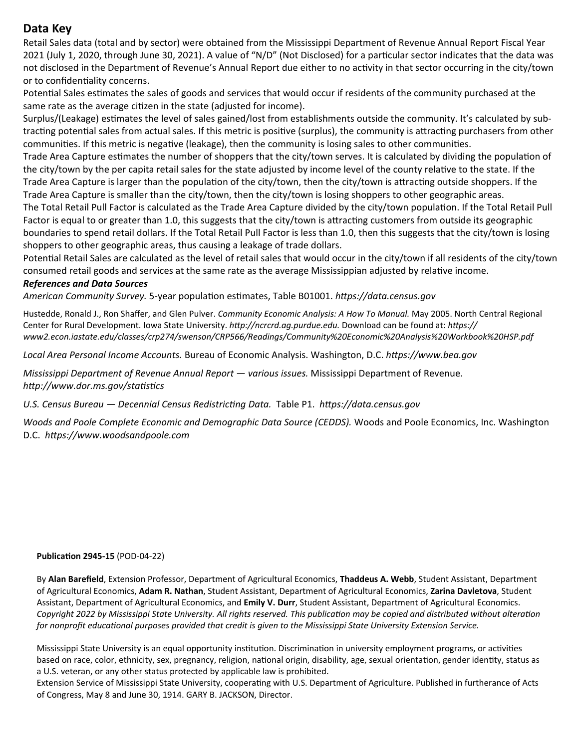## Data Key

Retail Sales data (total and by sector) were obtained from the Mississippi Department of Revenue Annual Report Fiscal Year 2021 (July 1, 2020, through June 30, 2021). A value of "N/D" (Not Disclosed) for a particular sector indicates that the data was not disclosed in the Department of Revenue's Annual Report due either to no activity in that sector occurring in the city/town or to confidentiality concerns.

Potential Sales estimates the sales of goods and services that would occur if residents of the community purchased at the same rate as the average citizen in the state (adjusted for income).

Surplus/(Leakage) estimates the level of sales gained/lost from establishments outside the community. It's calculated by subtracting potential sales from actual sales. If this metric is positive (surplus), the community is attracting purchasers from other communities. If this metric is negative (leakage), then the community is losing sales to other communities.

Trade Area Capture estimates the number of shoppers that the city/town serves. It is calculated by dividing the population of the city/town by the per capita retail sales for the state adjusted by income level of the county relative to the state. If the Trade Area Capture is larger than the population of the city/town, then the city/town is attracting outside shoppers. If the Trade Area Capture is smaller than the city/town, then the city/town is losing shoppers to other geographic areas.

The Total Retail Pull Factor is calculated as the Trade Area Capture divided by the city/town population. If the Total Retail Pull Factor is equal to or greater than 1.0, this suggests that the city/town is attracting customers from outside its geographic boundaries to spend retail dollars. If the Total Retail Pull Factor is less than 1.0, then this suggests that the city/town is losing shoppers to other geographic areas, thus causing a leakage of trade dollars.

Potential Retail Sales are calculated as the level of retail sales that would occur in the city/town if all residents of the city/town consumed retail goods and services at the same rate as the average Mississippian adjusted by relative income.

### *References and Data Sources*

*American Community Survey.* 5-year population estimates, Table B01001. *https://data.census.gov*

Hustedde, Ronald J., Ron Shaffer, and Glen Pulver. *Community Economic Analysis: A How To Manual.* May 2005. North Central Regional Center for Rural Development. Iowa State University. *http://ncrcrd.ag.purdue.edu.* Download can be found at: *https://www2.econ.iastate.edu/classes/crp274/swenson/CRP566/Readings/Community%20Economic%20Analysis%20Workbook%20HSP.pdf*

*Local Area Personal Income Accounts.* Bureau of Economic Analysis. Washington, D.C. *https://www.bea.gov*

*Mississippi Department of Revenue Annual Report — various issues.* Mississippi Department of Revenue. *http://www.dor.ms.gov/statistics*

*U.S. Census Bureau — Decennial Census Redistricting Data.* Table P1. *https://data.census.gov*

*Woods and Poole Complete Economic and Demographic Data Source (CEDDS).* Woods and Poole Economics, Inc. Washington D.C. *https://www.woodsandpoole.com*

**Publication 2945-15** (POD-04-22)

By **Alan Barefield**, Extension Professor, Department of Agricultural Economics, **Thaddeus A. Webb**, Student Assistant, Department of Agricultural Economics, **Adam R. Nathan**, Student Assistant, Department of Agricultural Economics, **Zarina Davletova**, Student Assistant, Department of Agricultural Economics, and **Emily V. Durr**, Student Assistant, Department of Agricultural Economics.
*Copyright 2022 by Mississippi State University. All rights reserved. This publication may be copied and distributed without alteration for nonprofit educational purposes provided that credit is given to the Mississippi State University Extension Service.*

Mississippi State University is an equal opportunity institution. Discrimination in university employment programs, or activities based on race, color, ethnicity, sex, pregnancy, religion, national origin, disability, age, sexual orientation, gender identity, status as a U.S. veteran, or any other status protected by applicable law is prohibited.
Extension Service of Mississippi State University, cooperating with U.S. Department of Agriculture. Published in furtherance of Acts of Congress, May 8 and June 30, 1914. GARY B. JACKSON, Director.